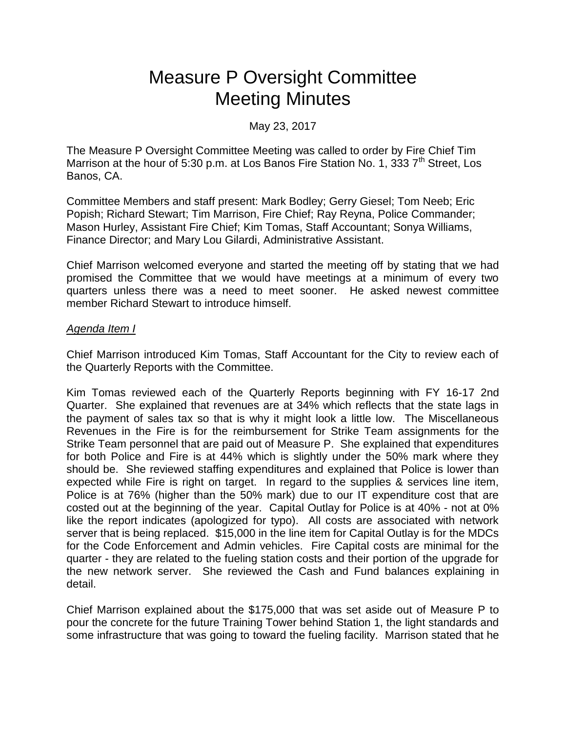# Measure P Oversight Committee Meeting Minutes

May 23, 2017

The Measure P Oversight Committee Meeting was called to order by Fire Chief Tim Marrison at the hour of 5:30 p.m. at Los Banos Fire Station No. 1, 333 7th Street, Los Banos, CA.

Committee Members and staff present: Mark Bodley; Gerry Giesel; Tom Neeb; Eric Popish; Richard Stewart; Tim Marrison, Fire Chief; Ray Reyna, Police Commander; Mason Hurley, Assistant Fire Chief; Kim Tomas, Staff Accountant; Sonya Williams, Finance Director; and Mary Lou Gilardi, Administrative Assistant.

Chief Marrison welcomed everyone and started the meeting off by stating that we had promised the Committee that we would have meetings at a minimum of every two quarters unless there was a need to meet sooner. He asked newest committee member Richard Stewart to introduce himself.

*Agenda Item I*

Chief Marrison introduced Kim Tomas, Staff Accountant for the City to review each of the Quarterly Reports with the Committee.

Kim Tomas reviewed each of the Quarterly Reports beginning with FY 16-17 2nd Quarter. She explained that revenues are at 34% which reflects that the state lags in the payment of sales tax so that is why it might look a little low. The Miscellaneous Revenues in the Fire is for the reimbursement for Strike Team assignments for the Strike Team personnel that are paid out of Measure P. She explained that expenditures for both Police and Fire is at 44% which is slightly under the 50% mark where they should be. She reviewed staffing expenditures and explained that Police is lower than expected while Fire is right on target. In regard to the supplies & services line item, Police is at 76% (higher than the 50% mark) due to our IT expenditure cost that are costed out at the beginning of the year. Capital Outlay for Police is at 40% - not at 0% like the report indicates (apologized for typo). All costs are associated with network server that is being replaced. $15,000 in the line item for Capital Outlay is for the MDCs for the Code Enforcement and Admin vehicles. Fire Capital costs are minimal for the quarter - they are related to the fueling station costs and their portion of the upgrade for the new network server. She reviewed the Cash and Fund balances explaining in detail.

Chief Marrison explained about the $175,000 that was set aside out of Measure P to pour the concrete for the future Training Tower behind Station 1, the light standards and some infrastructure that was going to toward the fueling facility. Marrison stated that he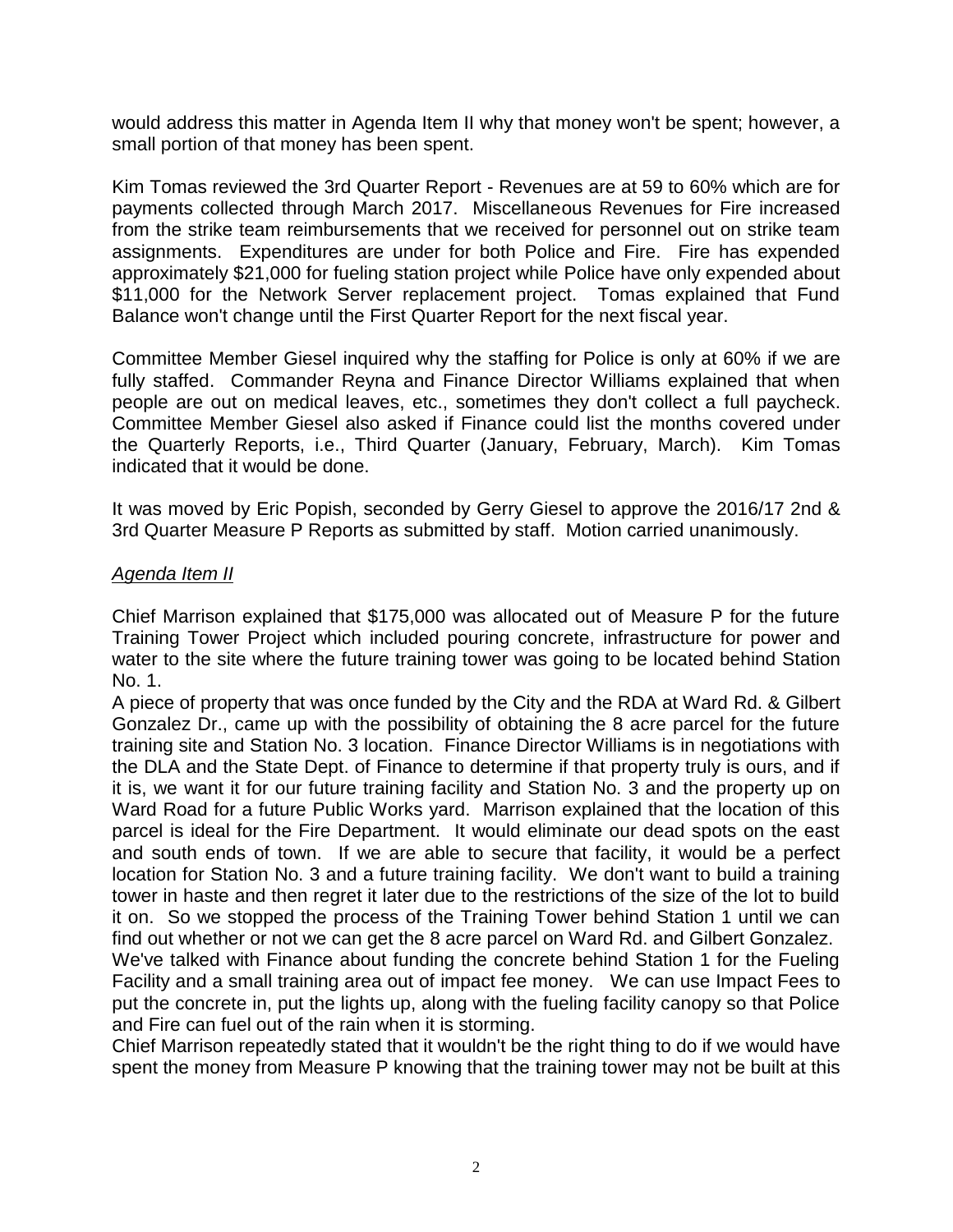would address this matter in Agenda Item II why that money won't be spent; however, a small portion of that money has been spent.

Kim Tomas reviewed the 3rd Quarter Report - Revenues are at 59 to 60% which are for payments collected through March 2017. Miscellaneous Revenues for Fire increased from the strike team reimbursements that we received for personnel out on strike team assignments. Expenditures are under for both Police and Fire. Fire has expended approximately $21,000 for fueling station project while Police have only expended about $11,000 for the Network Server replacement project. Tomas explained that Fund Balance won't change until the First Quarter Report for the next fiscal year.

Committee Member Giesel inquired why the staffing for Police is only at 60% if we are fully staffed. Commander Reyna and Finance Director Williams explained that when people are out on medical leaves, etc., sometimes they don't collect a full paycheck. Committee Member Giesel also asked if Finance could list the months covered under the Quarterly Reports, i.e., Third Quarter (January, February, March). Kim Tomas indicated that it would be done.

It was moved by Eric Popish, seconded by Gerry Giesel to approve the 2016/17 2nd & 3rd Quarter Measure P Reports as submitted by staff. Motion carried unanimously.

*Agenda Item II*

Chief Marrison explained that $175,000 was allocated out of Measure P for the future Training Tower Project which included pouring concrete, infrastructure for power and water to the site where the future training tower was going to be located behind Station No. 1.

A piece of property that was once funded by the City and the RDA at Ward Rd. & Gilbert Gonzalez Dr., came up with the possibility of obtaining the 8 acre parcel for the future training site and Station No. 3 location. Finance Director Williams is in negotiations with the DLA and the State Dept. of Finance to determine if that property truly is ours, and if it is, we want it for our future training facility and Station No. 3 and the property up on Ward Road for a future Public Works yard. Marrison explained that the location of this parcel is ideal for the Fire Department. It would eliminate our dead spots on the east and south ends of town. If we are able to secure that facility, it would be a perfect location for Station No. 3 and a future training facility. We don't want to build a training tower in haste and then regret it later due to the restrictions of the size of the lot to build it on. So we stopped the process of the Training Tower behind Station 1 until we can find out whether or not we can get the 8 acre parcel on Ward Rd. and Gilbert Gonzalez.

We've talked with Finance about funding the concrete behind Station 1 for the Fueling Facility and a small training area out of impact fee money. We can use Impact Fees to put the concrete in, put the lights up, along with the fueling facility canopy so that Police and Fire can fuel out of the rain when it is storming.

Chief Marrison repeatedly stated that it wouldn't be the right thing to do if we would have spent the money from Measure P knowing that the training tower may not be built at this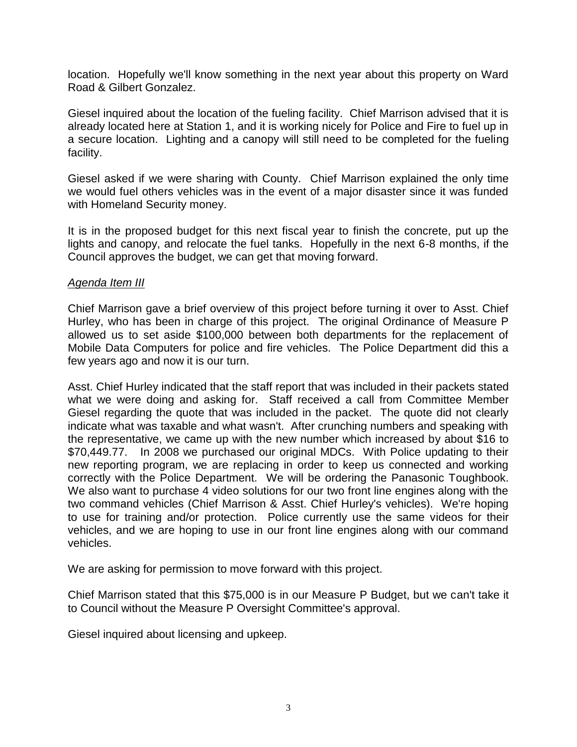location. Hopefully we'll know something in the next year about this property on Ward Road & Gilbert Gonzalez.

Giesel inquired about the location of the fueling facility. Chief Marrison advised that it is already located here at Station 1, and it is working nicely for Police and Fire to fuel up in a secure location. Lighting and a canopy will still need to be completed for the fueling facility.

Giesel asked if we were sharing with County. Chief Marrison explained the only time we would fuel others vehicles was in the event of a major disaster since it was funded with Homeland Security money.

It is in the proposed budget for this next fiscal year to finish the concrete, put up the lights and canopy, and relocate the fuel tanks. Hopefully in the next 6-8 months, if the Council approves the budget, we can get that moving forward.

*Agenda Item III*

Chief Marrison gave a brief overview of this project before turning it over to Asst. Chief Hurley, who has been in charge of this project. The original Ordinance of Measure P allowed us to set aside $100,000 between both departments for the replacement of Mobile Data Computers for police and fire vehicles. The Police Department did this a few years ago and now it is our turn.

Asst. Chief Hurley indicated that the staff report that was included in their packets stated what we were doing and asking for. Staff received a call from Committee Member Giesel regarding the quote that was included in the packet. The quote did not clearly indicate what was taxable and what wasn't. After crunching numbers and speaking with the representative, we came up with the new number which increased by about $16 to $70,449.77. In 2008 we purchased our original MDCs. With Police updating to their new reporting program, we are replacing in order to keep us connected and working correctly with the Police Department. We will be ordering the Panasonic Toughbook. We also want to purchase 4 video solutions for our two front line engines along with the two command vehicles (Chief Marrison & Asst. Chief Hurley's vehicles). We're hoping to use for training and/or protection. Police currently use the same videos for their vehicles, and we are hoping to use in our front line engines along with our command vehicles.

We are asking for permission to move forward with this project.

Chief Marrison stated that this $75,000 is in our Measure P Budget, but we can't take it to Council without the Measure P Oversight Committee's approval.

Giesel inquired about licensing and upkeep.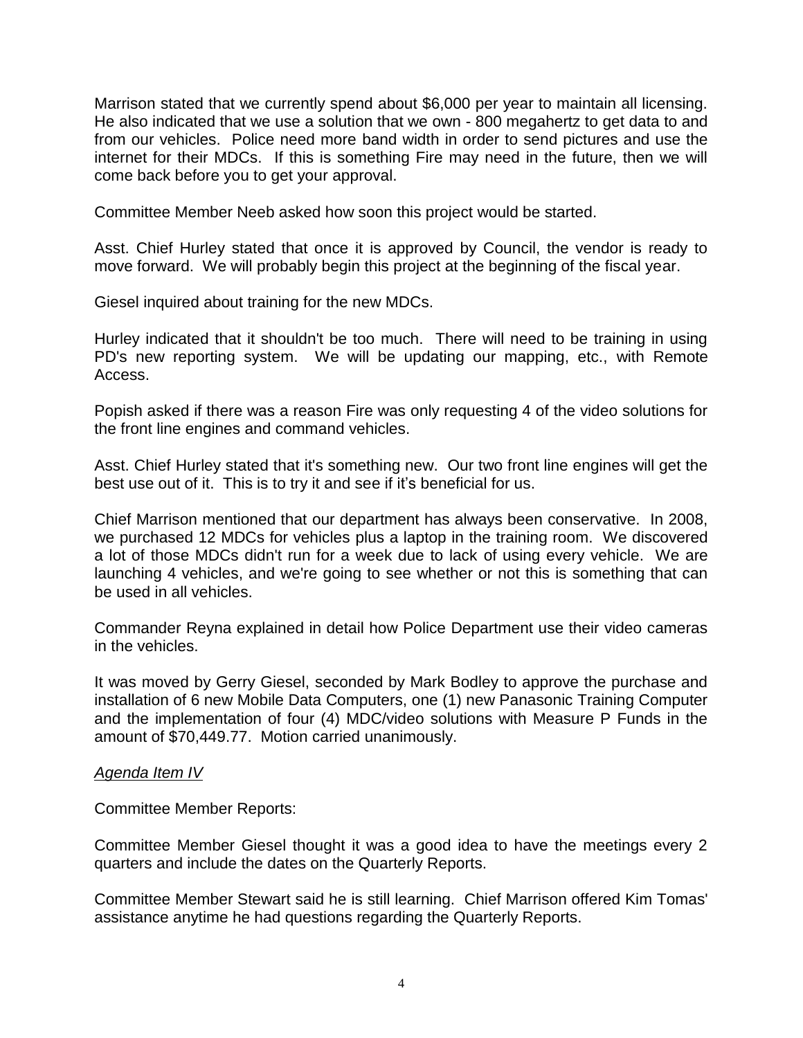Marrison stated that we currently spend about $6,000 per year to maintain all licensing. He also indicated that we use a solution that we own - 800 megahertz to get data to and from our vehicles. Police need more band width in order to send pictures and use the internet for their MDCs. If this is something Fire may need in the future, then we will come back before you to get your approval.

Committee Member Neeb asked how soon this project would be started.

Asst. Chief Hurley stated that once it is approved by Council, the vendor is ready to move forward. We will probably begin this project at the beginning of the fiscal year.

Giesel inquired about training for the new MDCs.

Hurley indicated that it shouldn't be too much. There will need to be training in using PD's new reporting system. We will be updating our mapping, etc., with Remote Access.

Popish asked if there was a reason Fire was only requesting 4 of the video solutions for the front line engines and command vehicles.

Asst. Chief Hurley stated that it's something new. Our two front line engines will get the best use out of it. This is to try it and see if it's beneficial for us.

Chief Marrison mentioned that our department has always been conservative. In 2008, we purchased 12 MDCs for vehicles plus a laptop in the training room. We discovered a lot of those MDCs didn't run for a week due to lack of using every vehicle. We are launching 4 vehicles, and we're going to see whether or not this is something that can be used in all vehicles.

Commander Reyna explained in detail how Police Department use their video cameras in the vehicles.

It was moved by Gerry Giesel, seconded by Mark Bodley to approve the purchase and installation of 6 new Mobile Data Computers, one (1) new Panasonic Training Computer and the implementation of four (4) MDC/video solutions with Measure P Funds in the amount of $70,449.77. Motion carried unanimously.

*Agenda Item IV*

Committee Member Reports:

Committee Member Giesel thought it was a good idea to have the meetings every 2 quarters and include the dates on the Quarterly Reports.

Committee Member Stewart said he is still learning. Chief Marrison offered Kim Tomas' assistance anytime he had questions regarding the Quarterly Reports.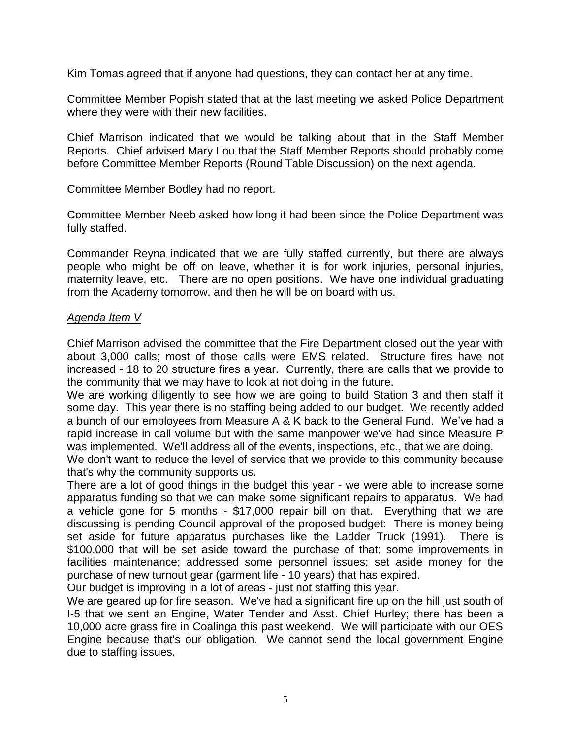Kim Tomas agreed that if anyone had questions, they can contact her at any time.

Committee Member Popish stated that at the last meeting we asked Police Department where they were with their new facilities.

Chief Marrison indicated that we would be talking about that in the Staff Member Reports. Chief advised Mary Lou that the Staff Member Reports should probably come before Committee Member Reports (Round Table Discussion) on the next agenda.

Committee Member Bodley had no report.

Committee Member Neeb asked how long it had been since the Police Department was fully staffed.

Commander Reyna indicated that we are fully staffed currently, but there are always people who might be off on leave, whether it is for work injuries, personal injuries, maternity leave, etc. There are no open positions. We have one individual graduating from the Academy tomorrow, and then he will be on board with us.

*Agenda Item V*

Chief Marrison advised the committee that the Fire Department closed out the year with about 3,000 calls; most of those calls were EMS related. Structure fires have not increased - 18 to 20 structure fires a year. Currently, there are calls that we provide to the community that we may have to look at not doing in the future.

We are working diligently to see how we are going to build Station 3 and then staff it some day. This year there is no staffing being added to our budget. We recently added a bunch of our employees from Measure A & K back to the General Fund. We've had a rapid increase in call volume but with the same manpower we've had since Measure P was implemented. We'll address all of the events, inspections, etc., that we are doing.

We don't want to reduce the level of service that we provide to this community because that's why the community supports us.

There are a lot of good things in the budget this year - we were able to increase some apparatus funding so that we can make some significant repairs to apparatus. We had a vehicle gone for 5 months - $17,000 repair bill on that. Everything that we are discussing is pending Council approval of the proposed budget: There is money being set aside for future apparatus purchases like the Ladder Truck (1991). There is $100,000 that will be set aside toward the purchase of that; some improvements in facilities maintenance; addressed some personnel issues; set aside money for the purchase of new turnout gear (garment life - 10 years) that has expired.

Our budget is improving in a lot of areas - just not staffing this year.

We are geared up for fire season. We've had a significant fire up on the hill just south of I-5 that we sent an Engine, Water Tender and Asst. Chief Hurley; there has been a 10,000 acre grass fire in Coalinga this past weekend. We will participate with our OES Engine because that's our obligation. We cannot send the local government Engine due to staffing issues.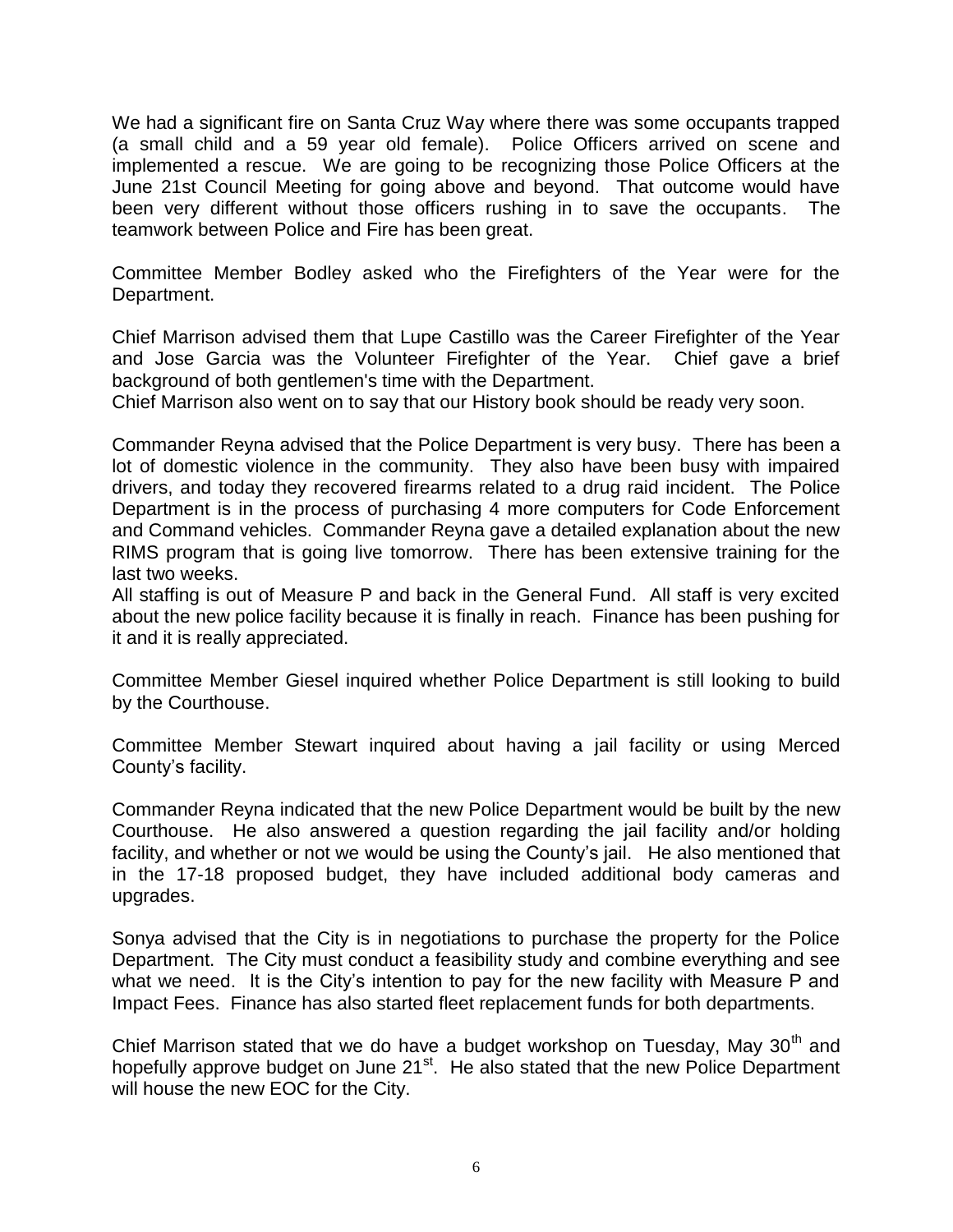We had a significant fire on Santa Cruz Way where there was some occupants trapped (a small child and a 59 year old female). Police Officers arrived on scene and implemented a rescue. We are going to be recognizing those Police Officers at the June 21st Council Meeting for going above and beyond. That outcome would have been very different without those officers rushing in to save the occupants. The teamwork between Police and Fire has been great.

Committee Member Bodley asked who the Firefighters of the Year were for the Department.

Chief Marrison advised them that Lupe Castillo was the Career Firefighter of the Year and Jose Garcia was the Volunteer Firefighter of the Year. Chief gave a brief background of both gentlemen's time with the Department.
Chief Marrison also went on to say that our History book should be ready very soon.

Commander Reyna advised that the Police Department is very busy. There has been a lot of domestic violence in the community. They also have been busy with impaired drivers, and today they recovered firearms related to a drug raid incident. The Police Department is in the process of purchasing 4 more computers for Code Enforcement and Command vehicles. Commander Reyna gave a detailed explanation about the new RIMS program that is going live tomorrow. There has been extensive training for the last two weeks.
All staffing is out of Measure P and back in the General Fund. All staff is very excited about the new police facility because it is finally in reach. Finance has been pushing for it and it is really appreciated.

Committee Member Giesel inquired whether Police Department is still looking to build by the Courthouse.

Committee Member Stewart inquired about having a jail facility or using Merced County's facility.

Commander Reyna indicated that the new Police Department would be built by the new Courthouse. He also answered a question regarding the jail facility and/or holding facility, and whether or not we would be using the County's jail. He also mentioned that in the 17-18 proposed budget, they have included additional body cameras and upgrades.

Sonya advised that the City is in negotiations to purchase the property for the Police Department. The City must conduct a feasibility study and combine everything and see what we need. It is the City's intention to pay for the new facility with Measure P and Impact Fees. Finance has also started fleet replacement funds for both departments.

Chief Marrison stated that we do have a budget workshop on Tuesday, May 30th and hopefully approve budget on June 21st. He also stated that the new Police Department will house the new EOC for the City.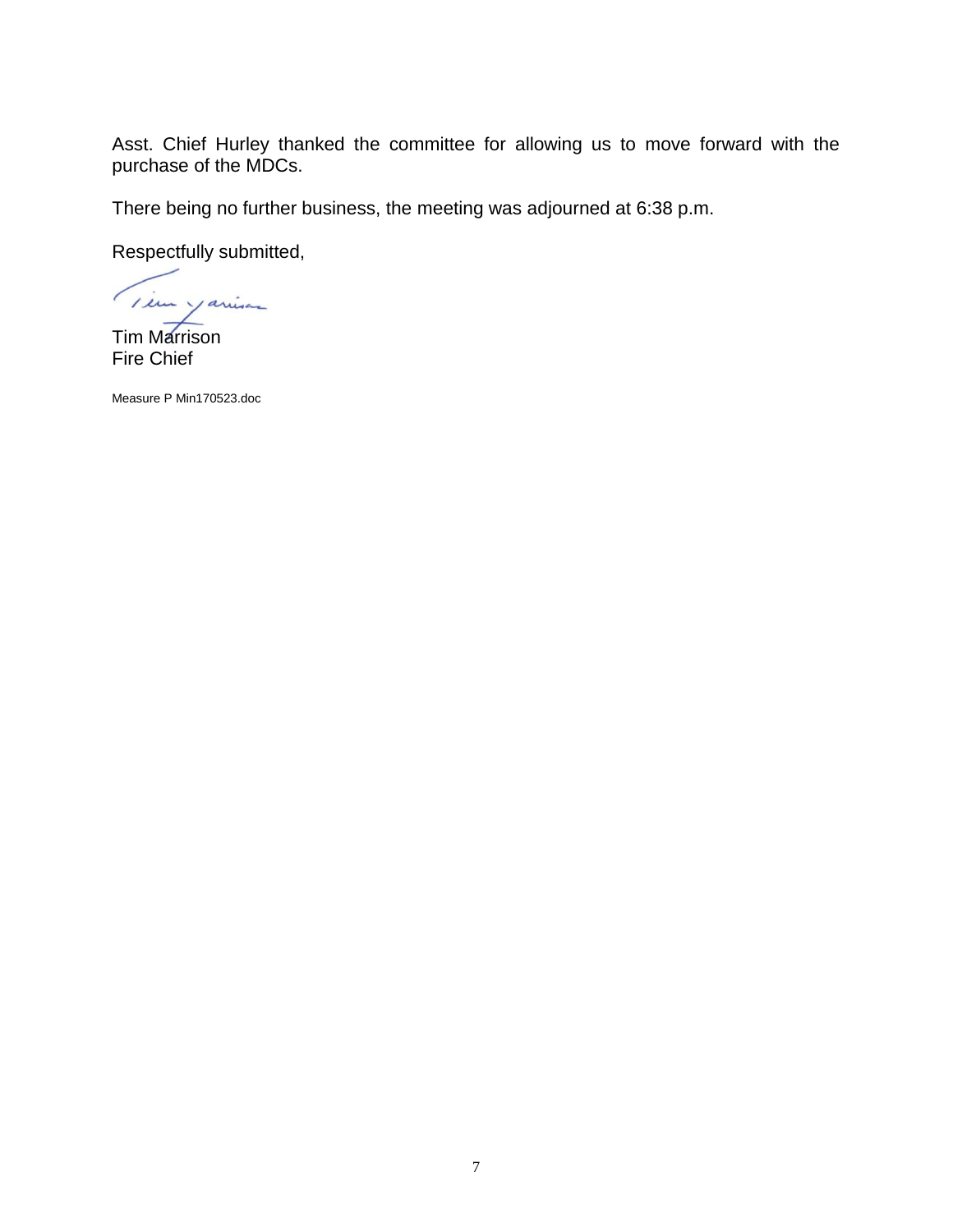Asst. Chief Hurley thanked the committee for allowing us to move forward with the purchase of the MDCs.

There being no further business, the meeting was adjourned at 6:38 p.m.

Respectfully submitted,

Tim Marrison
Fire Chief

Measure P Min170523.doc